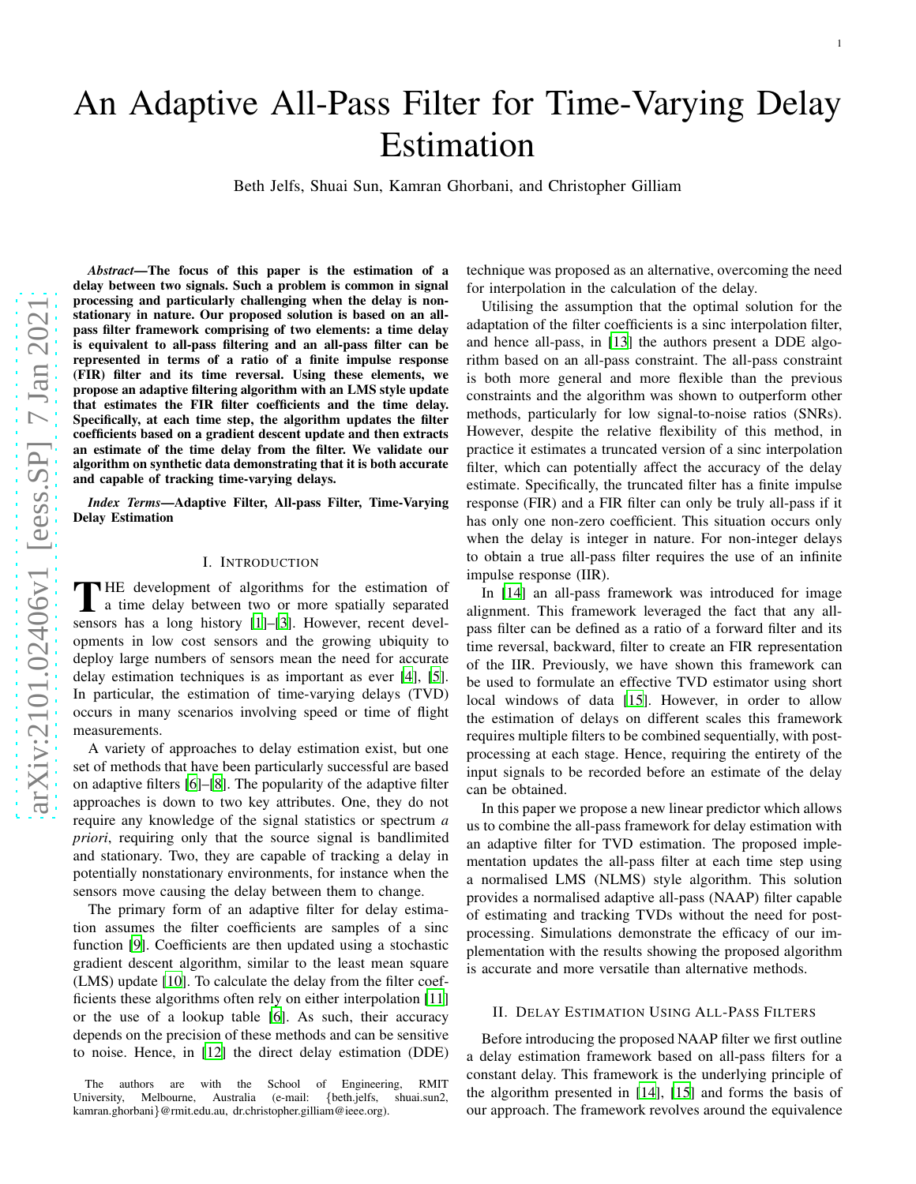# An Adaptive All-Pass Filter for Time-Varying Delay Estimation

Beth Jelfs, Shuai Sun, Kamran Ghorbani, and Christopher Gilliam

***Abstract*—The focus of this paper is the estimation of a delay between two signals. Such a problem is common in signal processing and particularly challenging when the delay is non-stationary in nature. Our proposed solution is based on an all-pass filter framework comprising of two elements: a time delay is equivalent to all-pass filtering and an all-pass filter can be represented in terms of a ratio of a finite impulse response (FIR) filter and its time reversal. Using these elements, we propose an adaptive filtering algorithm with an LMS style update that estimates the FIR filter coefficients and the time delay. Specifically, at each time step, the algorithm updates the filter coefficients based on a gradient descent update and then extracts an estimate of the time delay from the filter. We validate our algorithm on synthetic data demonstrating that it is both accurate and capable of tracking time-varying delays.**

***Index Terms*—Adaptive Filter, All-pass Filter, Time-Varying Delay Estimation**

## I. Introduction

The development of algorithms for the estimation of a time delay between two or more spatially separated sensors has a long history [1]–[3]. However, recent developments in low cost sensors and the growing ubiquity to deploy large numbers of sensors mean the need for accurate delay estimation techniques is as important as ever [4], [5]. In particular, the estimation of time-varying delays (TVD) occurs in many scenarios involving speed or time of flight measurements.

A variety of approaches to delay estimation exist, but one set of methods that have been particularly successful are based on adaptive filters [6]–[8]. The popularity of the adaptive filter approaches is down to two key attributes. One, they do not require any knowledge of the signal statistics or spectrum *a priori*, requiring only that the source signal is bandlimited and stationary. Two, they are capable of tracking a delay in potentially nonstationary environments, for instance when the sensors move causing the delay between them to change.

The primary form of an adaptive filter for delay estimation assumes the filter coefficients are samples of a sinc function [9]. Coefficients are then updated using a stochastic gradient descent algorithm, similar to the least mean square (LMS) update [10]. To calculate the delay from the filter coefficients these algorithms often rely on either interpolation [11] or the use of a lookup table [6]. As such, their accuracy depends on the precision of these methods and can be sensitive to noise. Hence, in [12] the direct delay estimation (DDE) technique was proposed as an alternative, overcoming the need for interpolation in the calculation of the delay.

Utilising the assumption that the optimal solution for the adaptation of the filter coefficients is a sinc interpolation filter, and hence all-pass, in [13] the authors present a DDE algorithm based on an all-pass constraint. The all-pass constraint is both more general and more flexible than the previous constraints and the algorithm was shown to outperform other methods, particularly for low signal-to-noise ratios (SNRs). However, despite the relative flexibility of this method, in practice it estimates a truncated version of a sinc interpolation filter, which can potentially affect the accuracy of the delay estimate. Specifically, the truncated filter has a finite impulse response (FIR) and a FIR filter can only be truly all-pass if it has only one non-zero coefficient. This situation occurs only when the delay is integer in nature. For non-integer delays to obtain a true all-pass filter requires the use of an infinite impulse response (IIR).

In [14] an all-pass framework was introduced for image alignment. This framework leveraged the fact that any all-pass filter can be defined as a ratio of a forward filter and its time reversal, backward, filter to create an FIR representation of the IIR. Previously, we have shown this framework can be used to formulate an effective TVD estimator using short local windows of data [15]. However, in order to allow the estimation of delays on different scales this framework requires multiple filters to be combined sequentially, with post-processing at each stage. Hence, requiring the entirety of the input signals to be recorded before an estimate of the delay can be obtained.

In this paper we propose a new linear predictor which allows us to combine the all-pass framework for delay estimation with an adaptive filter for TVD estimation. The proposed implementation updates the all-pass filter at each time step using a normalised LMS (NLMS) style algorithm. This solution provides a normalised adaptive all-pass (NAAP) filter capable of estimating and tracking TVDs without the need for post-processing. Simulations demonstrate the efficacy of our implementation with the results showing the proposed algorithm is accurate and more versatile than alternative methods.

## II. Delay Estimation Using All-Pass Filters

Before introducing the proposed NAAP filter we first outline a delay estimation framework based on all-pass filters for a constant delay. This framework is the underlying principle of the algorithm presented in [14], [15] and forms the basis of our approach. The framework revolves around the equivalence

The authors are with the School of Engineering, RMIT University, Melbourne, Australia (e-mail: {beth.jelfs, shuai.sun2, kamran.ghorbani}@rmit.edu.au, dr.christopher.gilliam@ieee.org).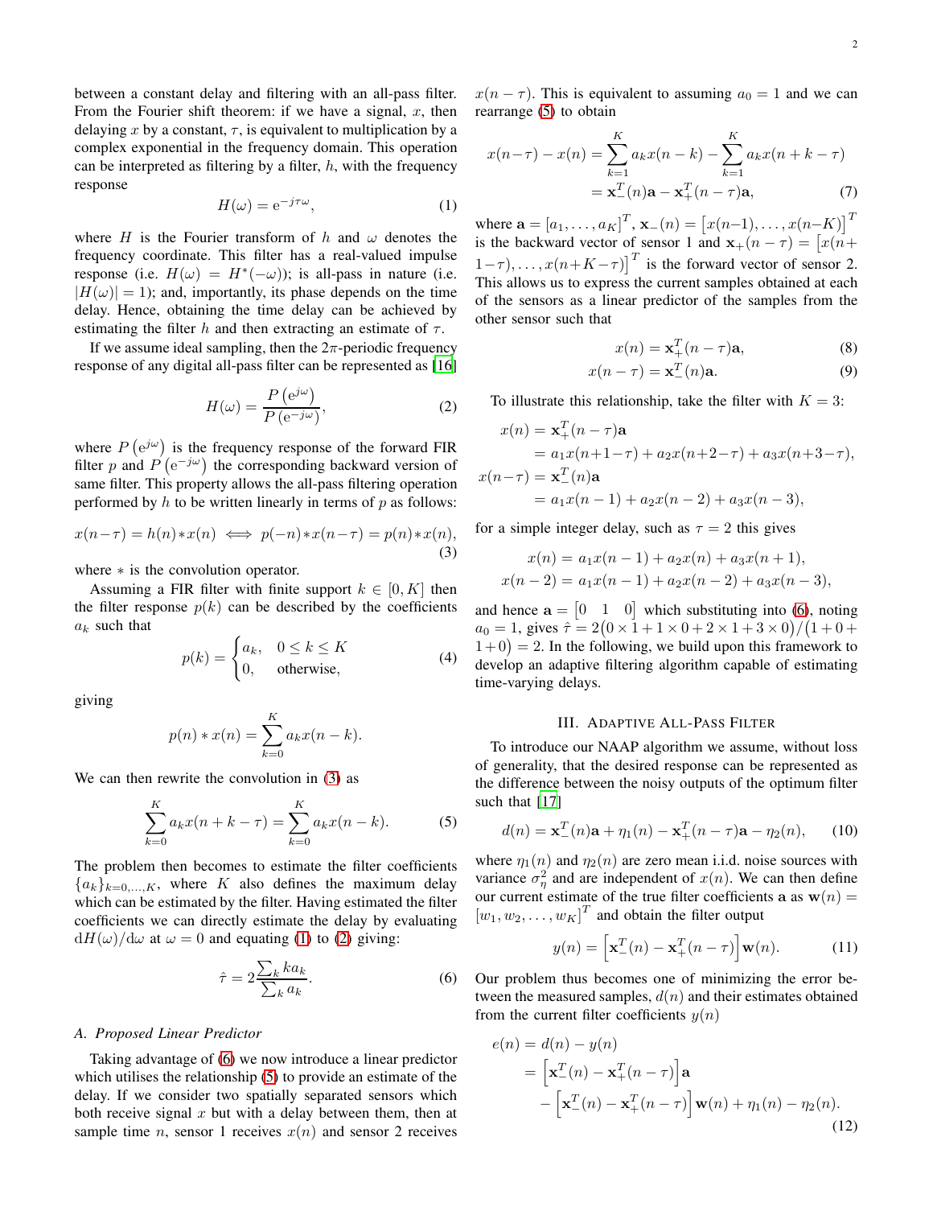between a constant delay and filtering with an all-pass filter. From the Fourier shift theorem: if we have a signal, $x$, then delaying $x$ by a constant, $\tau$, is equivalent to multiplication by a complex exponential in the frequency domain. This operation can be interpreted as filtering by a filter, $h$, with the frequency response

$$H(\omega) = \mathrm{e}^{-j\tau\omega}, \tag{1}$$

where $H$ is the Fourier transform of $h$ and $\omega$ denotes the frequency coordinate. This filter has a real-valued impulse response (i.e. $H(\omega) = H^*(-\omega)$); is all-pass in nature (i.e. $|H(\omega)| = 1$); and, importantly, its phase depends on the time delay. Hence, obtaining the time delay can be achieved by estimating the filter $h$ and then extracting an estimate of $\tau$.

If we assume ideal sampling, then the $2\pi$-periodic frequency response of any digital all-pass filter can be represented as [16]

$$H(\omega) = \frac{P\left(\mathrm{e}^{j\omega}\right)}{P\left(\mathrm{e}^{-j\omega}\right)}, \tag{2}$$

where $P\left(\mathrm{e}^{j\omega}\right)$ is the frequency response of the forward FIR filter $p$ and $P\left(\mathrm{e}^{-j\omega}\right)$ the corresponding backward version of same filter. This property allows the all-pass filtering operation performed by $h$ to be written linearly in terms of $p$ as follows:

$$x(n-\tau) = h(n) * x(n) \iff p(-n) * x(n-\tau) = p(n) * x(n), \tag{3}$$

where $*$ is the convolution operator.

Assuming a FIR filter with finite support $k \in [0, K]$ then the filter response $p(k)$ can be described by the coefficients $a_k$ such that

$$p(k) = \begin{cases} a_k, & 0 \le k \le K \\ 0, & \text{otherwise}, \end{cases} \tag{4}$$

giving

$$p(n) * x(n) = \sum_{k=0}^{K} a_k x(n-k).$$

We can then rewrite the convolution in (3) as

$$\sum_{k=0}^{K} a_k x(n+k-\tau) = \sum_{k=0}^{K} a_k x(n-k). \tag{5}$$

The problem then becomes to estimate the filter coefficients $\{a_k\}_{k=0,\ldots,K}$, where $K$ also defines the maximum delay which can be estimated by the filter. Having estimated the filter coefficients we can directly estimate the delay by evaluating $\mathrm{d}H(\omega)/\mathrm{d}\omega$ at $\omega = 0$ and equating (1) to (2) giving:

$$\hat{\tau} = 2\frac{\sum_k k a_k}{\sum_k a_k}. \tag{6}$$

### A. Proposed Linear Predictor

Taking advantage of (6) we now introduce a linear predictor which utilises the relationship (5) to provide an estimate of the delay. If we consider two spatially separated sensors which both receive signal $x$ but with a delay between them, then at sample time $n$, sensor 1 receives $x(n)$ and sensor 2 receives $x(n-\tau)$. This is equivalent to assuming $a_0 = 1$ and we can rearrange (5) to obtain

$$\begin{aligned} x(n-\tau) - x(n) &= \sum_{k=1}^{K} a_k x(n-k) - \sum_{k=1}^{K} a_k x(n+k-\tau) \\ &= \mathbf{x}_-^T(n)\mathbf{a} - \mathbf{x}_+^T(n-\tau)\mathbf{a}, \end{aligned} \tag{7}$$

where $\mathbf{a} = \left[a_1, \ldots, a_K\right]^T$, $\mathbf{x}_-(n) = \left[x(n-1), \ldots, x(n-K)\right]^T$ is the backward vector of sensor 1 and $\mathbf{x}_+(n-\tau) = \left[x(n+1-\tau), \ldots, x(n+K-\tau)\right]^T$ is the forward vector of sensor 2. This allows us to express the current samples obtained at each of the sensors as a linear predictor of the samples from the other sensor such that

$$x(n) = \mathbf{x}_+^T(n-\tau)\mathbf{a}, \tag{8}$$

$$x(n-\tau) = \mathbf{x}_-^T(n)\mathbf{a}. \tag{9}$$

To illustrate this relationship, take the filter with $K = 3$:

$$\begin{aligned} x(n) &= \mathbf{x}_+^T(n-\tau)\mathbf{a} \\ &= a_1 x(n+1-\tau) + a_2 x(n+2-\tau) + a_3 x(n+3-\tau), \\ x(n-\tau) &= \mathbf{x}_-^T(n)\mathbf{a} \\ &= a_1 x(n-1) + a_2 x(n-2) + a_3 x(n-3), \end{aligned}$$

for a simple integer delay, such as $\tau = 2$ this gives

$$\begin{aligned} x(n) &= a_1 x(n-1) + a_2 x(n) + a_3 x(n+1), \\ x(n-2) &= a_1 x(n-1) + a_2 x(n-2) + a_3 x(n-3), \end{aligned}$$

and hence $\mathbf{a} = \begin{bmatrix} 0 & 1 & 0 \end{bmatrix}$ which substituting into (6), noting $a_0 = 1$, gives $\hat{\tau} = 2\left(0 \times 1 + 1 \times 0 + 2 \times 1 + 3 \times 0\right)/\left(1 + 0 + 1 + 0\right) = 2$. In the following, we build upon this framework to develop an adaptive filtering algorithm capable of estimating time-varying delays.

## III. Adaptive All-Pass Filter

To introduce our NAAP algorithm we assume, without loss of generality, that the desired response can be represented as the difference between the noisy outputs of the optimum filter such that [17]

$$d(n) = \mathbf{x}_-^T(n)\mathbf{a} + \eta_1(n) - \mathbf{x}_+^T(n-\tau)\mathbf{a} - \eta_2(n), \tag{10}$$

where $\eta_1(n)$ and $\eta_2(n)$ are zero mean i.i.d. noise sources with variance $\sigma_\eta^2$ and are independent of $x(n)$. We can then define our current estimate of the true filter coefficients $\mathbf{a}$ as $\mathbf{w}(n) = \left[w_1, w_2, \ldots, w_K\right]^T$ and obtain the filter output

$$y(n) = \left[\mathbf{x}_-^T(n) - \mathbf{x}_+^T(n-\tau)\right]\mathbf{w}(n). \tag{11}$$

Our problem thus becomes one of minimizing the error between the measured samples, $d(n)$ and their estimates obtained from the current filter coefficients $y(n)$

$$\begin{aligned} e(n) &= d(n) - y(n) \\ &= \left[\mathbf{x}_-^T(n) - \mathbf{x}_+^T(n-\tau)\right]\mathbf{a} \\ &\quad - \left[\mathbf{x}_-^T(n) - \mathbf{x}_+^T(n-\tau)\right]\mathbf{w}(n) + \eta_1(n) - \eta_2(n). \end{aligned} \tag{12}$$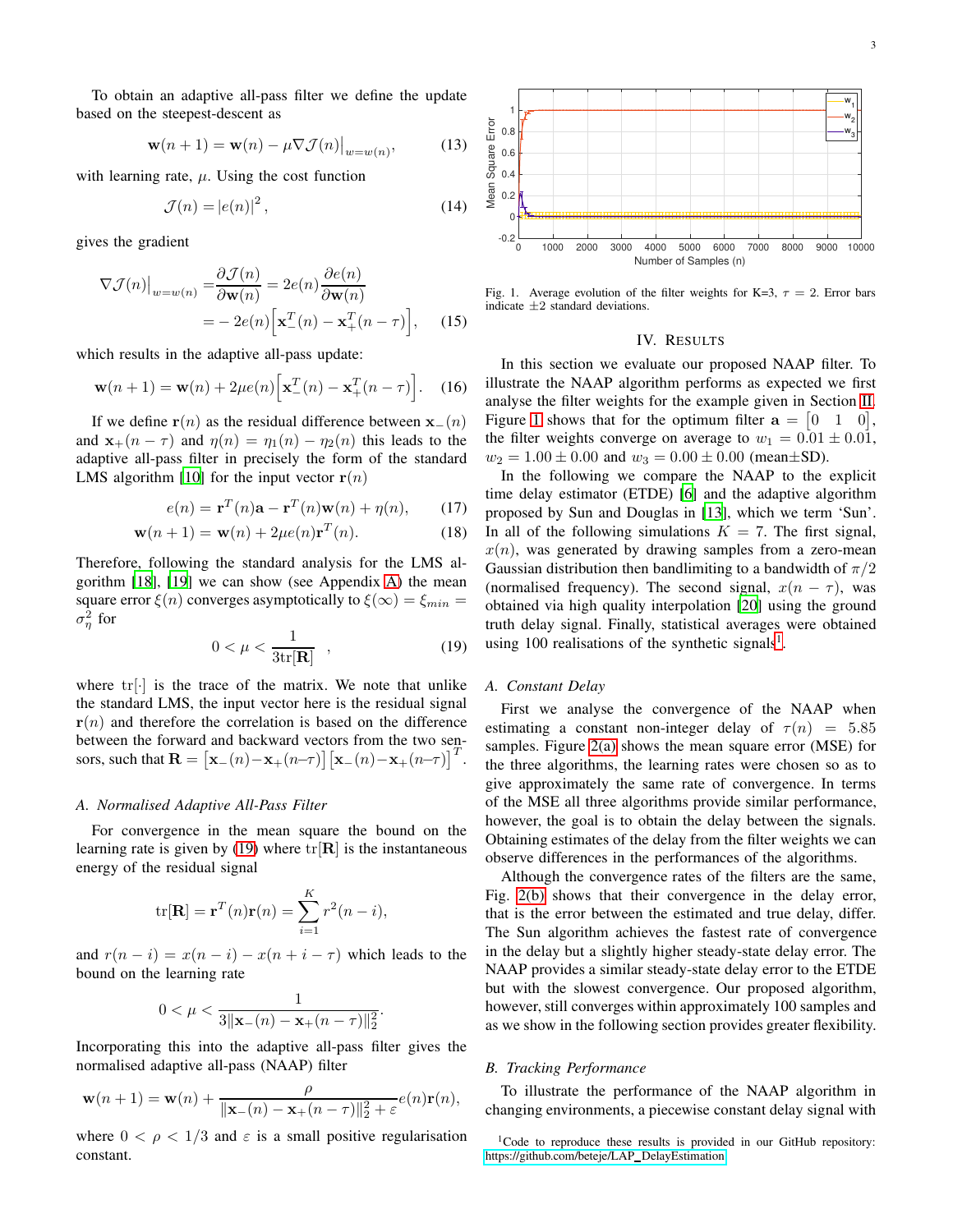To obtain an adaptive all-pass filter we define the update based on the steepest-descent as

$$\mathbf{w}(n+1) = \mathbf{w}(n) - \mu\nabla\mathcal{J}(n)\big|_{w=w(n)}, \tag{13}$$

with learning rate, $\mu$. Using the cost function

$$\mathcal{J}(n) = |e(n)|^2, \tag{14}$$

gives the gradient

$$\begin{aligned}\nabla\mathcal{J}(n)\big|_{w=w(n)} &= \frac{\partial\mathcal{J}(n)}{\partial\mathbf{w}(n)} = 2e(n)\frac{\partial e(n)}{\partial\mathbf{w}(n)} \\ &= -2e(n)\Big[\mathbf{x}_-^T(n) - \mathbf{x}_+^T(n-\tau)\Big], \end{aligned}\tag{15}$$

which results in the adaptive all-pass update:

$$\mathbf{w}(n+1) = \mathbf{w}(n) + 2\mu e(n)\Big[\mathbf{x}_-^T(n) - \mathbf{x}_+^T(n-\tau)\Big]. \tag{16}$$

If we define $\mathbf{r}(n)$ as the residual difference between $\mathbf{x}_-(n)$ and $\mathbf{x}_+(n-\tau)$ and $\eta(n) = \eta_1(n) - \eta_2(n)$ this leads to the adaptive all-pass filter in precisely the form of the standard LMS algorithm [10] for the input vector $\mathbf{r}(n)$

$$e(n) = \mathbf{r}^T(n)\mathbf{a} - \mathbf{r}^T(n)\mathbf{w}(n) + \eta(n), \tag{17}$$

$$\mathbf{w}(n+1) = \mathbf{w}(n) + 2\mu e(n)\mathbf{r}^T(n). \tag{18}$$

Therefore, following the standard analysis for the LMS algorithm [18], [19] we can show (see Appendix A) the mean square error $\xi(n)$ converges asymptotically to $\xi(\infty) = \xi_{min} = \sigma_\eta^2$ for

$$0 < \mu < \frac{1}{3\mathrm{tr}[\mathbf{R}]}\quad, \tag{19}$$

where $\mathrm{tr}[\cdot]$ is the trace of the matrix. We note that unlike the standard LMS, the input vector here is the residual signal $\mathbf{r}(n)$ and therefore the correlation is based on the difference between the forward and backward vectors from the two sensors, such that $\mathbf{R} = \big[\mathbf{x}_-(n) - \mathbf{x}_+(n-\tau)\big]\big[\mathbf{x}_-(n) - \mathbf{x}_+(n-\tau)\big]^T$.

### A. Normalised Adaptive All-Pass Filter

For convergence in the mean square the bound on the learning rate is given by (19) where $\mathrm{tr}[\mathbf{R}]$ is the instantaneous energy of the residual signal

$$\mathrm{tr}[\mathbf{R}] = \mathbf{r}^T(n)\mathbf{r}(n) = \sum_{i=1}^{K} r^2(n-i),$$

and $r(n-i) = x(n-i) - x(n+i-\tau)$ which leads to the bound on the learning rate

$$0 < \mu < \frac{1}{3\|\mathbf{x}_-(n) - \mathbf{x}_+(n-\tau)\|_2^2}.$$

Incorporating this into the adaptive all-pass filter gives the normalised adaptive all-pass (NAAP) filter

$$\mathbf{w}(n+1) = \mathbf{w}(n) + \frac{\rho}{\|\mathbf{x}_-(n) - \mathbf{x}_+(n-\tau)\|_2^2 + \varepsilon}e(n)\mathbf{r}(n),$$

where $0 < \rho < 1/3$ and $\varepsilon$ is a small positive regularisation constant.

Fig. 1. Average evolution of the filter weights for K=3, $\tau = 2$. Error bars indicate $\pm 2$ standard deviations.

## IV. Results

In this section we evaluate our proposed NAAP filter. To illustrate the NAAP algorithm performs as expected we first analyse the filter weights for the example given in Section II. Figure 1 shows that for the optimum filter $\mathbf{a} = \begin{bmatrix}0 & 1 & 0\end{bmatrix}$, the filter weights converge on average to $w_1 = 0.01 \pm 0.01$, $w_2 = 1.00 \pm 0.00$ and $w_3 = 0.00 \pm 0.00$ (mean±SD).

In the following we compare the NAAP to the explicit time delay estimator (ETDE) [6] and the adaptive algorithm proposed by Sun and Douglas in [13], which we term 'Sun'. In all of the following simulations $K = 7$. The first signal, $x(n)$, was generated by drawing samples from a zero-mean Gaussian distribution then bandlimiting to a bandwidth of $\pi/2$ (normalised frequency). The second signal, $x(n-\tau)$, was obtained via high quality interpolation [20] using the ground truth delay signal. Finally, statistical averages were obtained using 100 realisations of the synthetic signals[1].

### A. Constant Delay

First we analyse the convergence of the NAAP when estimating a constant non-integer delay of $\tau(n) = 5.85$ samples. Figure 2(a) shows the mean square error (MSE) for the three algorithms, the learning rates were chosen so as to give approximately the same rate of convergence. In terms of the MSE all three algorithms provide similar performance, however, the goal is to obtain the delay between the signals. Obtaining estimates of the delay from the filter weights we can observe differences in the performances of the algorithms.

Although the convergence rates of the filters are the same, Fig. 2(b) shows that their convergence in the delay error, that is the error between the estimated and true delay, differ. The Sun algorithm achieves the fastest rate of convergence in the delay but a slightly higher steady-state delay error. The NAAP provides a similar steady-state delay error to the ETDE but with the slowest convergence. Our proposed algorithm, however, still converges within approximately 100 samples and as we show in the following section provides greater flexibility.

### B. Tracking Performance

To illustrate the performance of the NAAP algorithm in changing environments, a piecewise constant delay signal with

[1] Code to reproduce these results is provided in our GitHub repository: https://github.com/beteje/LAP_DelayEstimation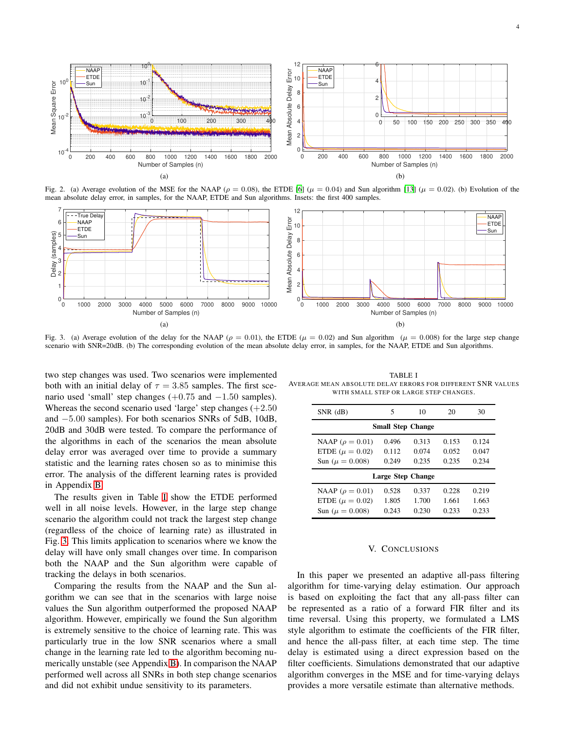Fig. 2. (a) Average evolution of the MSE for the NAAP ($\rho = 0.08$), the ETDE [6] ($\mu = 0.04$) and Sun algorithm [13] ($\mu = 0.02$). (b) Evolution of the mean absolute delay error, in samples, for the NAAP, ETDE and Sun algorithms. Insets: the first 400 samples.

Fig. 3. (a) Average evolution of the delay for the NAAP ($\rho = 0.01$), the ETDE ($\mu = 0.02$) and Sun algorithm ($\mu = 0.008$) for the large step change scenario with SNR=20dB. (b) The corresponding evolution of the mean absolute delay error, in samples, for the NAAP, ETDE and Sun algorithms.

two step changes was used. Two scenarios were implemented both with an initial delay of $\tau = 3.85$ samples. The first scenario used 'small' step changes ($+0.75$ and $-1.50$ samples). Whereas the second scenario used 'large' step changes ($+2.50$ and $-5.00$ samples). For both scenarios SNRs of 5dB, 10dB, 20dB and 30dB were tested. To compare the performance of the algorithms in each of the scenarios the mean absolute delay error was averaged over time to provide a summary statistic and the learning rates chosen so as to minimise this error. The analysis of the different learning rates is provided in Appendix B.

The results given in Table I show the ETDE performed well in all noise levels. However, in the large step change scenario the algorithm could not track the largest step change (regardless of the choice of learning rate) as illustrated in Fig. 3. This limits application to scenarios where we know the delay will have only small changes over time. In comparison both the NAAP and the Sun algorithm were capable of tracking the delays in both scenarios.

Comparing the results from the NAAP and the Sun algorithm we can see that in the scenarios with large noise values the Sun algorithm outperformed the proposed NAAP algorithm. However, empirically we found the Sun algorithm is extremely sensitive to the choice of learning rate. This was particularly true in the low SNR scenarios where a small change in the learning rate led to the algorithm becoming numerically unstable (see Appendix B). In comparison the NAAP performed well across all SNRs in both step change scenarios and did not exhibit undue sensitivity to its parameters.

TABLE I
AVERAGE MEAN ABSOLUTE DELAY ERRORS FOR DIFFERENT SNR VALUES WITH SMALL STEP OR LARGE STEP CHANGES.

| SNR (dB) | 5 | 10 | 20 | 30 |
|---|---|---|---|---|
| **Small Step Change** | | | | |
| NAAP ($\rho = 0.01$) | 0.496 | 0.313 | 0.153 | 0.124 |
| ETDE ($\mu = 0.02$) | 0.112 | 0.074 | 0.052 | 0.047 |
| Sun ($\mu = 0.008$) | 0.249 | 0.235 | 0.235 | 0.234 |
| **Large Step Change** | | | | |
| NAAP ($\rho = 0.01$) | 0.528 | 0.337 | 0.228 | 0.219 |
| ETDE ($\mu = 0.02$) | 1.805 | 1.700 | 1.661 | 1.663 |
| Sun ($\mu = 0.008$) | 0.243 | 0.230 | 0.233 | 0.233 |

## V. CONCLUSIONS

In this paper we presented an adaptive all-pass filtering algorithm for time-varying delay estimation. Our approach is based on exploiting the fact that any all-pass filter can be represented as a ratio of a forward FIR filter and its time reversal. Using this property, we formulated a LMS style algorithm to estimate the coefficients of the FIR filter, and hence the all-pass filter, at each time step. The time delay is estimated using a direct expression based on the filter coefficients. Simulations demonstrated that our adaptive algorithm converges in the MSE and for time-varying delays provides a more versatile estimate than alternative methods.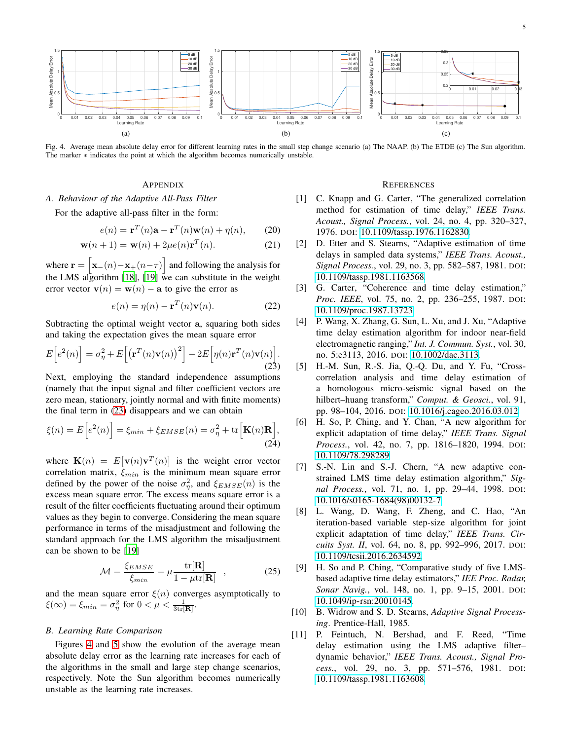Fig. 4. Average mean absolute delay error for different learning rates in the small step change scenario (a) The NAAP. (b) The ETDE (c) The Sun algorithm. The marker $*$ indicates the point at which the algorithm becomes numerically unstable.

## Appendix

### A. Behaviour of the Adaptive All-Pass Filter

For the adaptive all-pass filter in the form:

$$e(n) = \mathbf{r}^T(n)\mathbf{a} - \mathbf{r}^T(n)\mathbf{w}(n) + \eta(n), \tag{20}$$

$$\mathbf{w}(n+1) = \mathbf{w}(n) + 2\mu e(n)\mathbf{r}^T(n). \tag{21}$$

where $\mathbf{r} = \left[\mathbf{x}_-(n) - \mathbf{x}_+(n-\tau)\right]$ and following the analysis for the LMS algorithm [18], [19] we can substitute in the weight error vector $\mathbf{v}(n) = \mathbf{w}(n) - \mathbf{a}$ to give the error as

$$e(n) = \eta(n) - \mathbf{r}^T(n)\mathbf{v}(n). \tag{22}$$

Subtracting the optimal weight vector $\mathbf{a}$, squaring both sides and taking the expectation gives the mean square error

$$E\left[e^2(n)\right] = \sigma_\eta^2 + E\left[\left(\mathbf{r}^T(n)\mathbf{v}(n)\right)^2\right] - 2E\left[\eta(n)\mathbf{r}^T(n)\mathbf{v}(n)\right]. \tag{23}$$

Next, employing the standard independence assumptions (namely that the input signal and filter coefficient vectors are zero mean, stationary, jointly normal and with finite moments) the final term in (23) disappears and we can obtain

$$\xi(n) = E\left[e^2(n)\right] = \xi_{min} + \xi_{EMSE}(n) = \sigma_\eta^2 + \mathrm{tr}\left[\mathbf{K}(n)\mathbf{R}\right], \tag{24}$$

where $\mathbf{K}(n) = E\left[\mathbf{v}(n)\mathbf{v}^T(n)\right]$ is the weight error vector correlation matrix, $\xi_{min}$ is the minimum mean square error defined by the power of the noise $\sigma_\eta^2$, and $\xi_{EMSE}(n)$ is the excess mean square error. The excess means square error is a result of the filter coefficients fluctuating around their optimum values as they begin to converge. Considering the mean square performance in terms of the misadjustment and following the standard approach for the LMS algorithm the misadjustment can be shown to be [19]

$$\mathcal{M} = \frac{\xi_{EMSE}}{\xi_{min}} = \mu\frac{\mathrm{tr}[\mathbf{R}]}{1 - \mu\mathrm{tr}[\mathbf{R}]} \quad , \tag{25}$$

and the mean square error $\xi(n)$ converges asymptotically to $\xi(\infty) = \xi_{min} = \sigma_\eta^2$ for $0 < \mu < \frac{1}{3\mathrm{tr}[\mathbf{R}]}$.

### B. Learning Rate Comparison

Figures 4 and 5 show the evolution of the average mean absolute delay error as the learning rate increases for each of the algorithms in the small and large step change scenarios, respectively. Note the Sun algorithm becomes numerically unstable as the learning rate increases.

## References

[1] C. Knapp and G. Carter, "The generalized correlation method for estimation of time delay," *IEEE Trans. Acoust., Signal Process.*, vol. 24, no. 4, pp. 320–327, 1976. DOI: 10.1109/tassp.1976.1162830.

[2] D. Etter and S. Stearns, "Adaptive estimation of time delays in sampled data systems," *IEEE Trans. Acoust., Signal Process.*, vol. 29, no. 3, pp. 582–587, 1981. DOI: 10.1109/tassp.1981.1163568.

[3] G. Carter, "Coherence and time delay estimation," *Proc. IEEE*, vol. 75, no. 2, pp. 236–255, 1987. DOI: 10.1109/proc.1987.13723.

[4] P. Wang, X. Zhang, G. Sun, L. Xu, and J. Xu, "Adaptive time delay estimation algorithm for indoor near-field electromagnetic ranging," *Int. J. Commun. Syst.*, vol. 30, no. 5:e3113, 2016. DOI: 10.1002/dac.3113.

[5] H.-M. Sun, R.-S. Jia, Q.-Q. Du, and Y. Fu, "Cross-correlation analysis and time delay estimation of a homologous micro-seismic signal based on the hilbert–huang transform," *Comput. & Geosci.*, vol. 91, pp. 98–104, 2016. DOI: 10.1016/j.cageo.2016.03.012.

[6] H. So, P. Ching, and Y. Chan, "A new algorithm for explicit adaptation of time delay," *IEEE Trans. Signal Process.*, vol. 42, no. 7, pp. 1816–1820, 1994. DOI: 10.1109/78.298289.

[7] S.-N. Lin and S.-J. Chern, "A new adaptive constrained LMS time delay estimation algorithm," *Signal Process.*, vol. 71, no. 1, pp. 29–44, 1998. DOI: 10.1016/s0165-1684(98)00132-7.

[8] L. Wang, D. Wang, F. Zheng, and C. Hao, "An iteration-based variable step-size algorithm for joint explicit adaptation of time delay," *IEEE Trans. Circuits Syst. II*, vol. 64, no. 8, pp. 992–996, 2017. DOI: 10.1109/tcsii.2016.2634592.

[9] H. So and P. Ching, "Comparative study of five LMS-based adaptive time delay estimators," *IEE Proc. Radar, Sonar Navig.*, vol. 148, no. 1, pp. 9–15, 2001. DOI: 10.1049/ip-rsn:20010145.

[10] B. Widrow and S. D. Stearns, *Adaptive Signal Processing*. Prentice-Hall, 1985.

[11] P. Feintuch, N. Bershad, and F. Reed, "Time delay estimation using the LMS adaptive filter–dynamic behavior," *IEEE Trans. Acoust., Signal Process.*, vol. 29, no. 3, pp. 571–576, 1981. DOI: 10.1109/tassp.1981.1163608.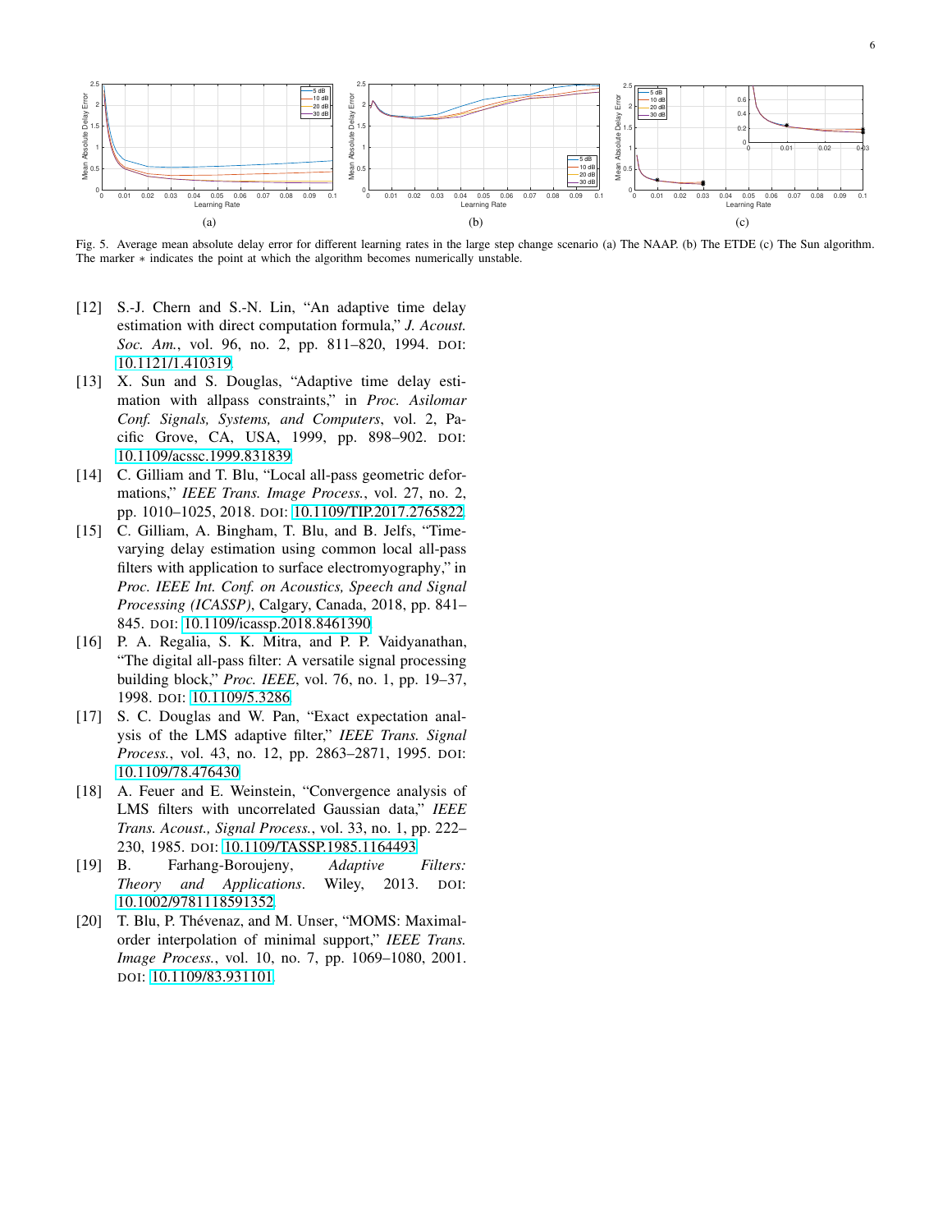Mean Absolute Delay Error

Learning Rate

5 dB
10 dB
20 dB
30 dB

(a)

(b)

(c)

Fig. 5. Average mean absolute delay error for different learning rates in the large step change scenario (a) The NAAP. (b) The ETDE (c) The Sun algorithm. The marker ∗ indicates the point at which the algorithm becomes numerically unstable.

[12] S.-J. Chern and S.-N. Lin, "An adaptive time delay estimation with direct computation formula," *J. Acoust. Soc. Am.*, vol. 96, no. 2, pp. 811–820, 1994. DOI: 10.1121/1.410319.

[13] X. Sun and S. Douglas, "Adaptive time delay estimation with allpass constraints," in *Proc. Asilomar Conf. Signals, Systems, and Computers*, vol. 2, Pacific Grove, CA, USA, 1999, pp. 898–902. DOI: 10.1109/acssc.1999.831839.

[14] C. Gilliam and T. Blu, "Local all-pass geometric deformations," *IEEE Trans. Image Process.*, vol. 27, no. 2, pp. 1010–1025, 2018. DOI: 10.1109/TIP.2017.2765822.

[15] C. Gilliam, A. Bingham, T. Blu, and B. Jelfs, "Time-varying delay estimation using common local all-pass filters with application to surface electromyography," in *Proc. IEEE Int. Conf. on Acoustics, Speech and Signal Processing (ICASSP)*, Calgary, Canada, 2018, pp. 841–845. DOI: 10.1109/icassp.2018.8461390.

[16] P. A. Regalia, S. K. Mitra, and P. P. Vaidyanathan, "The digital all-pass filter: A versatile signal processing building block," *Proc. IEEE*, vol. 76, no. 1, pp. 19–37, 1998. DOI: 10.1109/5.3286.

[17] S. C. Douglas and W. Pan, "Exact expectation analysis of the LMS adaptive filter," *IEEE Trans. Signal Process.*, vol. 43, no. 12, pp. 2863–2871, 1995. DOI: 10.1109/78.476430.

[18] A. Feuer and E. Weinstein, "Convergence analysis of LMS filters with uncorrelated Gaussian data," *IEEE Trans. Acoust., Signal Process.*, vol. 33, no. 1, pp. 222–230, 1985. DOI: 10.1109/TASSP.1985.1164493.

[19] B. Farhang-Boroujeny, *Adaptive Filters: Theory and Applications*. Wiley, 2013. DOI: 10.1002/9781118591352.

[20] T. Blu, P. Thévenaz, and M. Unser, "MOMS: Maximal-order interpolation of minimal support," *IEEE Trans. Image Process.*, vol. 10, no. 7, pp. 1069–1080, 2001. DOI: 10.1109/83.931101.